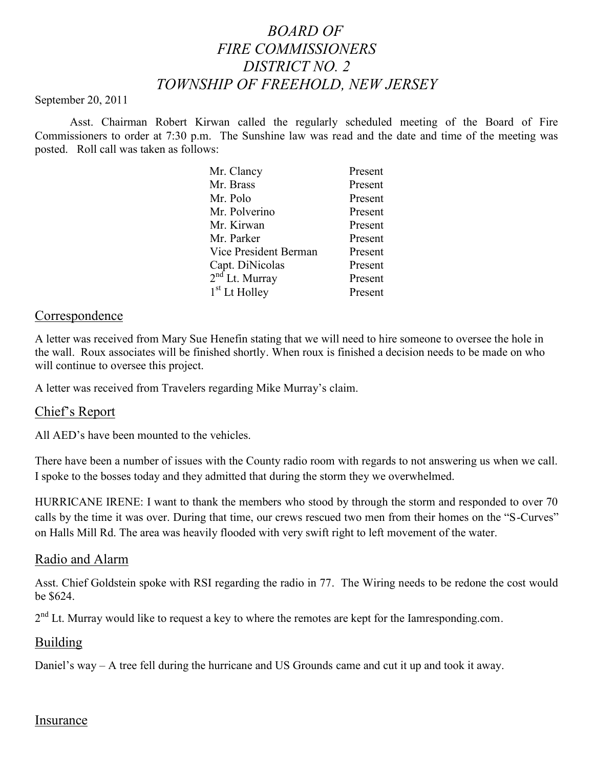# *BOARD OF FIRE COMMISSIONERS DISTRICT NO. 2 TOWNSHIP OF FREEHOLD, NEW JERSEY*

September 20, 2011

Asst. Chairman Robert Kirwan called the regularly scheduled meeting of the Board of Fire Commissioners to order at 7:30 p.m. The Sunshine law was read and the date and time of the meeting was posted. Roll call was taken as follows:

| | |
|---|---|
| Mr. Clancy | Present |
| Mr. Brass | Present |
| Mr. Polo | Present |
| Mr. Polverino | Present |
| Mr. Kirwan | Present |
| Mr. Parker | Present |
| Vice President Berman | Present |
| Capt. DiNicolas | Present |
| 2nd Lt. Murray | Present |
| 1st Lt Holley | Present |

## Correspondence

A letter was received from Mary Sue Henefin stating that we will need to hire someone to oversee the hole in the wall. Roux associates will be finished shortly. When roux is finished a decision needs to be made on who will continue to oversee this project.

A letter was received from Travelers regarding Mike Murray's claim.

## Chief's Report

All AED's have been mounted to the vehicles.

There have been a number of issues with the County radio room with regards to not answering us when we call. I spoke to the bosses today and they admitted that during the storm they we overwhelmed.

HURRICANE IRENE: I want to thank the members who stood by through the storm and responded to over 70 calls by the time it was over. During that time, our crews rescued two men from their homes on the "S-Curves" on Halls Mill Rd. The area was heavily flooded with very swift right to left movement of the water.

## Radio and Alarm

Asst. Chief Goldstein spoke with RSI regarding the radio in 77. The Wiring needs to be redone the cost would be $624.

2nd Lt. Murray would like to request a key to where the remotes are kept for the Iamresponding.com.

## Building

Daniel's way – A tree fell during the hurricane and US Grounds came and cut it up and took it away.

## Insurance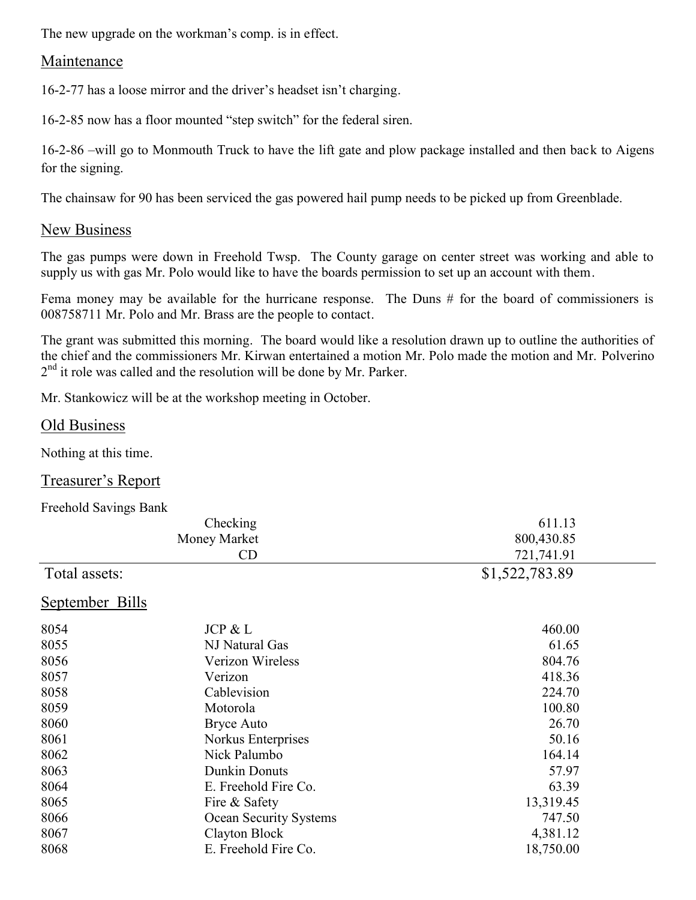The new upgrade on the workman's comp. is in effect.

## Maintenance

16-2-77 has a loose mirror and the driver's headset isn't charging.

16-2-85 now has a floor mounted "step switch" for the federal siren.

16-2-86 –will go to Monmouth Truck to have the lift gate and plow package installed and then back to Aigens for the signing.

The chainsaw for 90 has been serviced the gas powered hail pump needs to be picked up from Greenblade.

## New Business

The gas pumps were down in Freehold Twsp. The County garage on center street was working and able to supply us with gas Mr. Polo would like to have the boards permission to set up an account with them.

Fema money may be available for the hurricane response. The Duns # for the board of commissioners is 008758711 Mr. Polo and Mr. Brass are the people to contact.

The grant was submitted this morning. The board would like a resolution drawn up to outline the authorities of the chief and the commissioners Mr. Kirwan entertained a motion Mr. Polo made the motion and Mr. Polverino 2nd it role was called and the resolution will be done by Mr. Parker.

Mr. Stankowicz will be at the workshop meeting in October.

## Old Business

Nothing at this time.

## Treasurer's Report

Freehold Savings Bank

| | | |
|---|---|---|
| | Checking | 611.13 |
| | Money Market | 800,430.85 |
| | CD | 721,741.91 |
| Total assets: | | $1,522,783.89 |

## September Bills

| | | |
|---|---|---|
| 8054 | JCP & L | 460.00 |
| 8055 | NJ Natural Gas | 61.65 |
| 8056 | Verizon Wireless | 804.76 |
| 8057 | Verizon | 418.36 |
| 8058 | Cablevision | 224.70 |
| 8059 | Motorola | 100.80 |
| 8060 | Bryce Auto | 26.70 |
| 8061 | Norkus Enterprises | 50.16 |
| 8062 | Nick Palumbo | 164.14 |
| 8063 | Dunkin Donuts | 57.97 |
| 8064 | E. Freehold Fire Co. | 63.39 |
| 8065 | Fire & Safety | 13,319.45 |
| 8066 | Ocean Security Systems | 747.50 |
| 8067 | Clayton Block | 4,381.12 |
| 8068 | E. Freehold Fire Co. | 18,750.00 |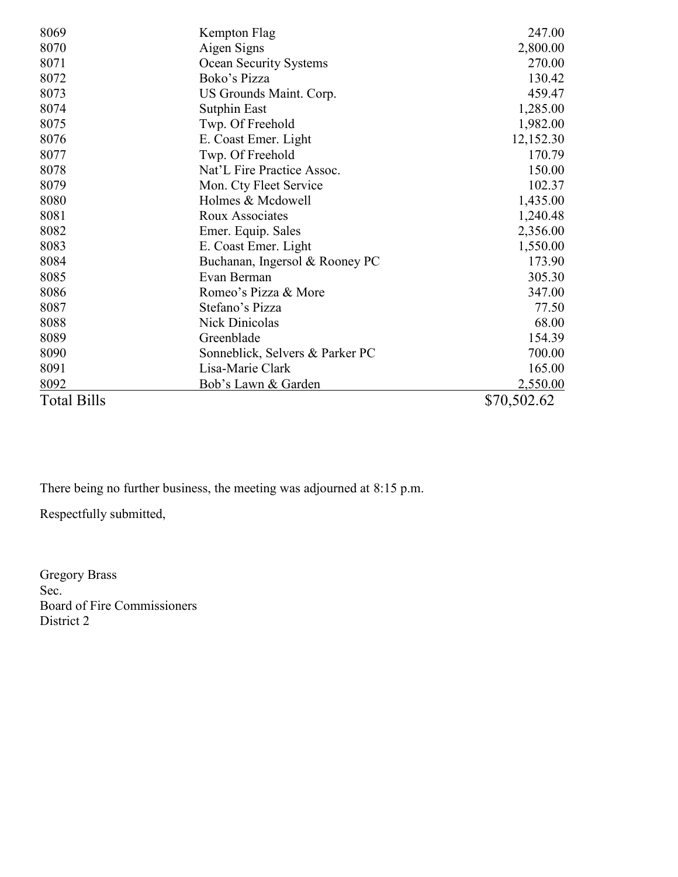| | | |
|---|---|---|
| 8069 | Kempton Flag | 247.00 |
| 8070 | Aigen Signs | 2,800.00 |
| 8071 | Ocean Security Systems | 270.00 |
| 8072 | Boko's Pizza | 130.42 |
| 8073 | US Grounds Maint. Corp. | 459.47 |
| 8074 | Sutphin East | 1,285.00 |
| 8075 | Twp. Of Freehold | 1,982.00 |
| 8076 | E. Coast Emer. Light | 12,152.30 |
| 8077 | Twp. Of Freehold | 170.79 |
| 8078 | Nat'L Fire Practice Assoc. | 150.00 |
| 8079 | Mon. Cty Fleet Service | 102.37 |
| 8080 | Holmes & Mcdowell | 1,435.00 |
| 8081 | Roux Associates | 1,240.48 |
| 8082 | Emer. Equip. Sales | 2,356.00 |
| 8083 | E. Coast Emer. Light | 1,550.00 |
| 8084 | Buchanan, Ingersol & Rooney PC | 173.90 |
| 8085 | Evan Berman | 305.30 |
| 8086 | Romeo's Pizza & More | 347.00 |
| 8087 | Stefano's Pizza | 77.50 |
| 8088 | Nick Dinicolas | 68.00 |
| 8089 | Greenblade | 154.39 |
| 8090 | Sonneblick, Selvers & Parker PC | 700.00 |
| 8091 | Lisa-Marie Clark | 165.00 |
| 8092 | Bob's Lawn & Garden | 2,550.00 |
| Total Bills | | $70,502.62 |

There being no further business, the meeting was adjourned at 8:15 p.m.

Respectfully submitted,

Gregory Brass
Sec.
Board of Fire Commissioners
District 2